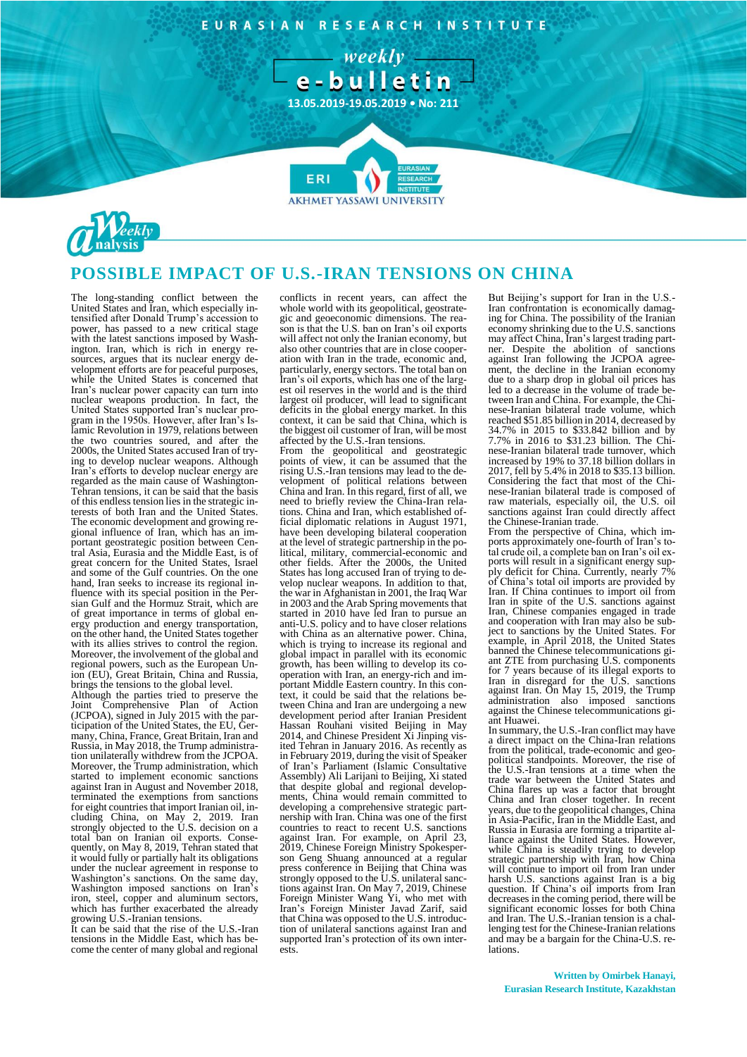EURASIAN RESEARCH INSTITUTE

weekly **e-bulletin**

13.05.2019-19.05.2019 • No: 211

Weekly Analysis

# POSSIBLE IMPACT OF U.S.-IRAN TENSIONS ON CHINA

The long-standing conflict between the United States and Iran, which especially intensified after Donald Trump's accession to power, has passed to a new critical stage with the latest sanctions imposed by Washington. Iran, which is rich in energy resources, argues that its nuclear energy development efforts are for peaceful purposes, while the United States is concerned that Iran's nuclear power capacity can turn into nuclear weapons production. In fact, the United States supported Iran's nuclear program in the 1950s. However, after Iran's Islamic Revolution in 1979, relations between the two countries soured, and after the 2000s, the United States accused Iran of trying to develop nuclear weapons. Although Iran's efforts to develop nuclear energy are regarded as the main cause of Washington-Tehran tensions, it can be said that the basis of this endless tension lies in the strategic interests of both Iran and the United States. The economic development and growing regional influence of Iran, which has an important geostrategic position between Central Asia, Eurasia and the Middle East, is of great concern for the United States, Israel and some of the Gulf countries. On the one hand, Iran seeks to increase its regional influence with its special position in the Persian Gulf and the Hormuz Strait, which are of great importance in terms of global energy production and energy transportation, on the other hand, the United States together with its allies strives to control the region. Moreover, the involvement of the global and regional powers, such as the European Union (EU), Great Britain, China and Russia, brings the tensions to the global level.

Although the parties tried to preserve the Joint Comprehensive Plan of Action (JCPOA), signed in July 2015 with the participation of the United States, the EU, Germany, China, France, Great Britain, Iran and Russia, in May 2018, the Trump administration unilaterally withdrew from the JCPOA. Moreover, the Trump administration, which started to implement economic sanctions against Iran in August and November 2018, terminated the exemptions from sanctions for eight countries that import Iranian oil, including China, on May 2, 2019. Iran strongly objected to the U.S. decision on a total ban on Iranian oil exports. Consequently, on May 8, 2019, Tehran stated that it would fully or partially halt its obligations under the nuclear agreement in response to Washington's sanctions. On the same day, Washington imposed sanctions on Iran's iron, steel, copper and aluminum sectors, which has further exacerbated the already growing U.S.-Iranian tensions.

It can be said that the rise of the U.S.-Iran tensions in the Middle East, which has become the center of many global and regional conflicts in recent years, can affect the whole world with its geopolitical, geostrategic and geoeconomic dimensions. The reason is that the U.S. ban on Iran's oil exports will affect not only the Iranian economy, but also other countries that are in close cooperation with Iran in the trade, economic and, particularly, energy sectors. The total ban on Iran's oil exports, which has one of the largest oil reserves in the world and is the third largest oil producer, will lead to significant deficits in the global energy market. In this context, it can be said that China, which is the biggest oil customer of Iran, will be most affected by the U.S.-Iran tensions.

From the geopolitical and geostrategic points of view, it can be assumed that the rising U.S.-Iran tensions may lead to the development of political relations between China and Iran. In this regard, first of all, we need to briefly review the China-Iran relations. China and Iran, which established official diplomatic relations in August 1971, have been developing bilateral cooperation at the level of strategic partnership in the political, military, commercial-economic and other fields. After the 2000s, the United States has long accused Iran of trying to develop nuclear weapons. In addition to that, the war in Afghanistan in 2001, the Iraq War in 2003 and the Arab Spring movements that started in 2010 have led Iran to pursue an anti-U.S. policy and to have closer relations with China as an alternative power. China, which is trying to increase its regional and global impact in parallel with its economic growth, has been willing to develop its cooperation with Iran, an energy-rich and important Middle Eastern country. In this context, it could be said that the relations between China and Iran are undergoing a new development period after Iranian President Hassan Rouhani visited Beijing in May 2014, and Chinese President Xi Jinping visited Tehran in January 2016. As recently as in February 2019, during the visit of Speaker of Iran's Parliament (Islamic Consultative Assembly) Ali Larijani to Beijing, Xi stated that despite global and regional developments, China would remain committed to developing a comprehensive strategic partnership with Iran. China was one of the first countries to react to recent U.S. sanctions against Iran. For example, on April 23, 2019, Chinese Foreign Ministry Spokesperson Geng Shuang announced at a regular press conference in Beijing that China was strongly opposed to the U.S. unilateral sanctions against Iran. On May 7, 2019, Chinese Foreign Minister Wang Yi, who met with Iran's Foreign Minister Javad Zarif, said that China was opposed to the U.S. introduction of unilateral sanctions against Iran and supported Iran's protection of its own interests.

But Beijing's support for Iran in the U.S.-Iran confrontation is economically damaging for China. The possibility of the Iranian economy shrinking due to the U.S. sanctions may affect China, Iran's largest trading partner. Despite the abolition of sanctions against Iran following the JCPOA agreement, the decline in the Iranian economy due to a sharp drop in global oil prices has led to a decrease in the volume of trade between Iran and China. For example, the Chinese-Iranian bilateral trade volume, which reached $51.85 billion in 2014, decreased by 34.7% in 2015 to $33.842 billion and by 7.7% in 2016 to $31.23 billion. The Chinese-Iranian bilateral trade turnover, which increased by 19% to 37.18 billion dollars in 2017, fell by 5.4% in 2018 to $35.13 billion. Considering the fact that most of the Chinese-Iranian bilateral trade is composed of raw materials, especially oil, the U.S. oil sanctions against Iran could directly affect the Chinese-Iranian trade.

From the perspective of China, which imports approximately one-fourth of Iran's total crude oil, a complete ban on Iran's oil exports will result in a significant energy supply deficit for China. Currently, nearly 7% of China's total oil imports are provided by Iran. If China continues to import oil from Iran in spite of the U.S. sanctions against Iran, Chinese companies engaged in trade and cooperation with Iran may also be subject to sanctions by the United States. For example, in April 2018, the United States banned the Chinese telecommunications giant ZTE from purchasing U.S. components for 7 years because of its illegal exports to Iran in disregard for the U.S. sanctions against Iran. On May 15, 2019, the Trump administration also imposed sanctions against the Chinese telecommunications giant Huawei.

In summary, the U.S.-Iran conflict may have a direct impact on the China-Iran relations from the political, trade-economic and geopolitical standpoints. Moreover, the rise of the U.S.-Iran tensions at a time when the trade war between the United States and China flares up was a factor that brought China and Iran closer together. In recent years, due to the geopolitical changes, China in Asia-Pacific, Iran in the Middle East, and Russia in Eurasia are forming a tripartite alliance against the United States. However, while China is steadily trying to develop strategic partnership with Iran, how China will continue to import oil from Iran under harsh U.S. sanctions against Iran is a big question. If China's oil imports from Iran decreases in the coming period, there will be significant economic losses for both China and Iran. The U.S.-Iranian tension is a challenging test for the Chinese-Iranian relations and may be a bargain for the China-U.S. relations.

**Written by Omirbek Hanayi, Eurasian Research Institute, Kazakhstan**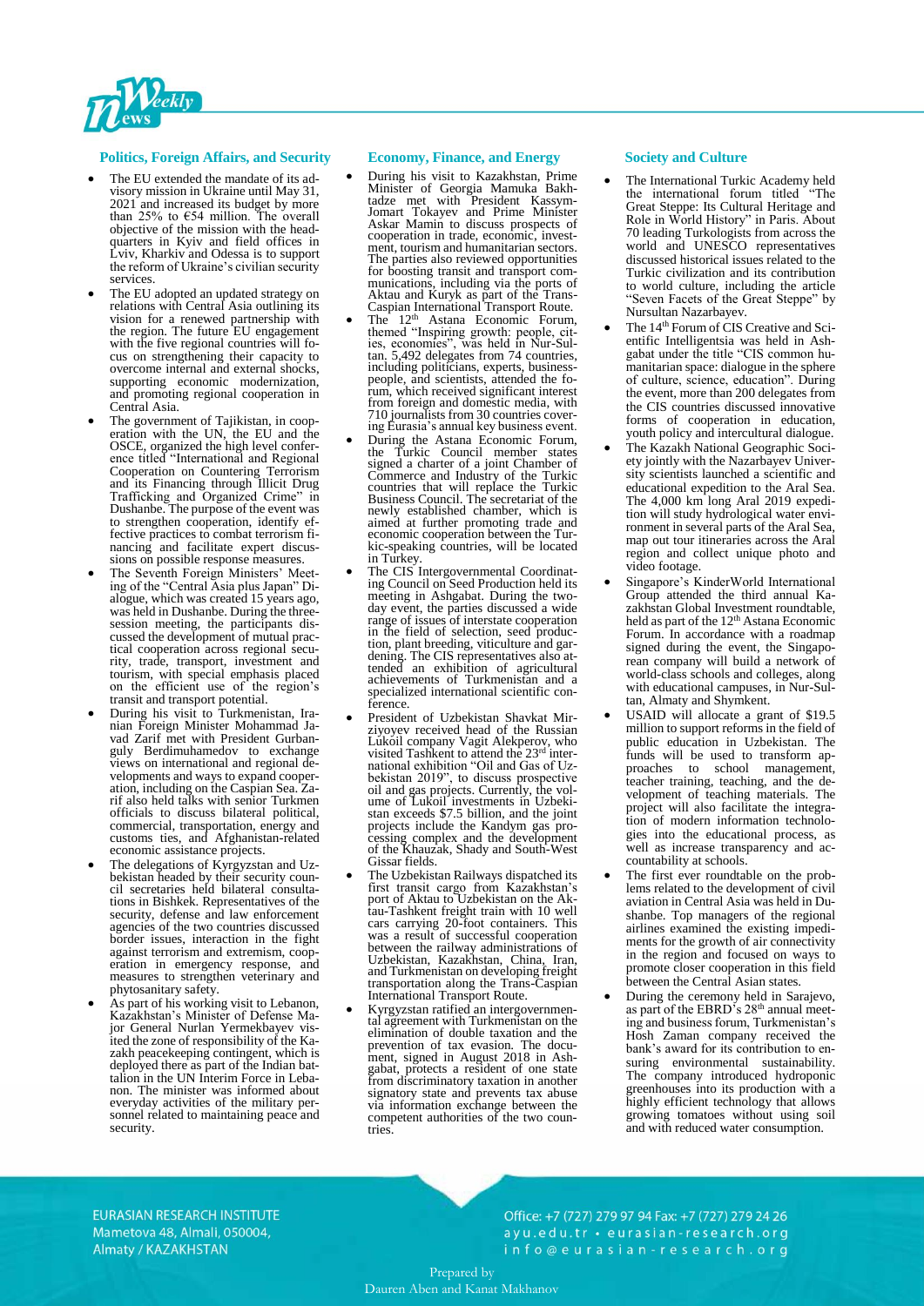## Politics, Foreign Affairs, and Security

- The EU extended the mandate of its advisory mission in Ukraine until May 31, 2021 and increased its budget by more than 25% to €54 million. The overall objective of the mission with the headquarters in Kyiv and field offices in Lviv, Kharkiv and Odessa is to support the reform of Ukraine's civilian security services.
- The EU adopted an updated strategy on relations with Central Asia outlining its vision for a renewed partnership with the region. The future EU engagement with the five regional countries will focus on strengthening their capacity to overcome internal and external shocks, supporting economic modernization, and promoting regional cooperation in Central Asia.
- The government of Tajikistan, in cooperation with the UN, the EU and the OSCE, organized the high level conference titled "International and Regional Cooperation on Countering Terrorism and its Financing through Illicit Drug Trafficking and Organized Crime" in Dushanbe. The purpose of the event was to strengthen cooperation, identify effective practices to combat terrorism financing and facilitate expert discussions on possible response measures.
- The Seventh Foreign Ministers' Meeting of the "Central Asia plus Japan" Dialogue, which was created 15 years ago, was held in Dushanbe. During the three-session meeting, the participants discussed the development of mutual practical cooperation across regional security, trade, transport, investment and tourism, with special emphasis placed on the efficient use of the region's transit and transport potential.
- During his visit to Turkmenistan, Iranian Foreign Minister Mohammad Javad Zarif met with President Gurbanguly Berdimuhamedov to exchange views on international and regional developments and ways to expand cooperation, including on the Caspian Sea. Zarif also held talks with senior Turkmen officials to discuss bilateral political, commercial, transportation, energy and customs ties, and Afghanistan-related economic assistance projects.
- The delegations of Kyrgyzstan and Uzbekistan headed by their security council secretaries held bilateral consultations in Bishkek. Representatives of the security, defense and law enforcement agencies of the two countries discussed border issues, interaction in the fight against terrorism and extremism, cooperation in emergency response, and measures to strengthen veterinary and phytosanitary safety.
- As part of his working visit to Lebanon, Kazakhstan's Minister of Defense Major General Nurlan Yermekbayev visited the zone of responsibility of the Kazakh peacekeeping contingent, which is deployed there as part of the Indian battalion in the UN Interim Force in Lebanon. The minister was informed about everyday activities of the military personnel related to maintaining peace and security.

## Economy, Finance, and Energy

- During his visit to Kazakhstan, Prime Minister of Georgia Mamuka Bakhtadze met with President Kassym-Jomart Tokayev and Prime Minister Askar Mamin to discuss prospects of cooperation in trade, economic, investment, tourism and humanitarian sectors. The parties also reviewed opportunities for boosting transit and transport communications, including via the ports of Aktau and Kuryk as part of the Trans-Caspian International Transport Route.
- The 12th Astana Economic Forum, themed "Inspiring growth: people, cities, economies", was held in Nur-Sultan. 5,492 delegates from 74 countries, including politicians, experts, business-people, and scientists, attended the forum, which received significant interest from foreign and domestic media, with 710 journalists from 30 countries covering Eurasia's annual key business event.
- During the Astana Economic Forum, the Turkic Council member states signed a charter of a joint Chamber of Commerce and Industry of the Turkic countries that will replace the Turkic Business Council. The secretariat of the newly established chamber, which is aimed at further promoting trade and economic cooperation between the Turkic-speaking countries, will be located in Turkey.
- The CIS Intergovernmental Coordinating Council on Seed Production held its meeting in Ashgabat. During the two-day event, the parties discussed a wide range of issues of interstate cooperation in the field of selection, seed production, plant breeding, viticulture and gardening. The CIS representatives also attended an exhibition of agricultural achievements of Turkmenistan and a specialized international scientific conference.
- President of Uzbekistan Shavkat Mirziyoyev received head of the Russian Lukoil company Vagit Alekperov, who visited Tashkent to attend the 23rd international exhibition "Oil and Gas of Uzbekistan 2019", to discuss prospective oil and gas projects. Currently, the volume of Lukoil investments in Uzbekistan exceeds $7.5 billion, and the joint projects include the Kandym gas processing complex and the development of the Khauzak, Shady and South-West Gissar fields.
- The Uzbekistan Railways dispatched its first transit cargo from Kazakhstan's port of Aktau to Uzbekistan on the Aktau-Tashkent freight train with 10 well cars carrying 20-foot containers. This was a result of successful cooperation between the railway administrations of Uzbekistan, Kazakhstan, China, Iran, and Turkmenistan on developing freight transportation along the Trans-Caspian International Transport Route.
- Kyrgyzstan ratified an intergovernmental agreement with Turkmenistan on the elimination of double taxation and the prevention of tax evasion. The document, signed in August 2018 in Ashgabat, protects a resident of one state from discriminatory taxation in another signatory state and prevents tax abuse via information exchange between the competent authorities of the two countries.

## Society and Culture

- The International Turkic Academy held the international forum titled "The Great Steppe: Its Cultural Heritage and Role in World History" in Paris. About 70 leading Turkologists from across the world and UNESCO representatives discussed historical issues related to the Turkic civilization and its contribution to world culture, including the article "Seven Facets of the Great Steppe" by Nursultan Nazarbayev.
- The 14th Forum of CIS Creative and Scientific Intelligentsia was held in Ashgabat under the title "CIS common humanitarian space: dialogue in the sphere of culture, science, education". During the event, more than 200 delegates from the CIS countries discussed innovative forms of cooperation in education, youth policy and intercultural dialogue.
- The Kazakh National Geographic Society jointly with the Nazarbayev University scientists launched a scientific and educational expedition to the Aral Sea. The 4,000 km long Aral 2019 expedition will study hydrological water environment in several parts of the Aral Sea, map out tour itineraries across the Aral region and collect unique photo and video footage.
- Singapore's KinderWorld International Group attended the third annual Kazakhstan Global Investment roundtable, held as part of the 12th Astana Economic Forum. In accordance with a roadmap signed during the event, the Singaporean company will build a network of world-class schools and colleges, along with educational campuses, in Nur-Sultan, Almaty and Shymkent.
- USAID will allocate a grant of $19.5 million to support reforms in the field of public education in Uzbekistan. The funds will be used to transform approaches to school management, teacher training, teaching, and the development of teaching materials. The project will also facilitate the integration of modern information technologies into the educational process, as well as increase transparency and accountability at schools.
- The first ever roundtable on the problems related to the development of civil aviation in Central Asia was held in Dushanbe. Top managers of the regional airlines examined the existing impediments for the growth of air connectivity in the region and focused on ways to promote closer cooperation in this field between the Central Asian states.
- During the ceremony held in Sarajevo, as part of the EBRD's 28th annual meeting and business forum, Turkmenistan's Hosh Zaman company received the bank's award for its contribution to ensuring environmental sustainability. The company introduced hydroponic greenhouses into its production with a highly efficient technology that allows growing tomatoes without using soil and with reduced water consumption.

EURASIAN RESEARCH INSTITUTE
Mametova 48, Almali, 050004,
Almaty / KAZAKHSTAN

Office: +7 (727) 279 97 94 Fax: +7 (727) 279 24 26
ayu.edu.tr • eurasian-research.org
info@eurasian-research.org

Prepared by
Dauren Aben and Kanat Makhanov